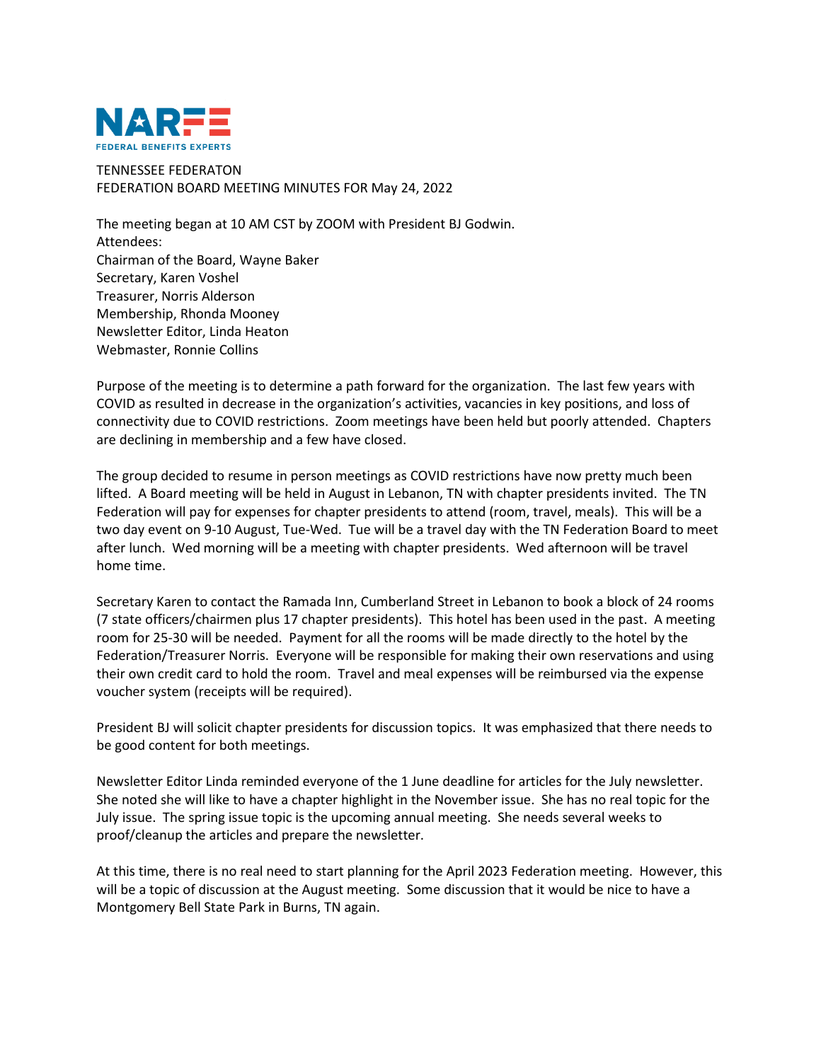NARFE
FEDERAL BENEFITS EXPERTS

TENNESSEE FEDERATON
FEDERATION BOARD MEETING MINUTES FOR May 24, 2022

The meeting began at 10 AM CST by ZOOM with President BJ Godwin.
Attendees:
Chairman of the Board, Wayne Baker
Secretary, Karen Voshel
Treasurer, Norris Alderson
Membership, Rhonda Mooney
Newsletter Editor, Linda Heaton
Webmaster, Ronnie Collins

Purpose of the meeting is to determine a path forward for the organization. The last few years with COVID as resulted in decrease in the organization's activities, vacancies in key positions, and loss of connectivity due to COVID restrictions. Zoom meetings have been held but poorly attended. Chapters are declining in membership and a few have closed.

The group decided to resume in person meetings as COVID restrictions have now pretty much been lifted. A Board meeting will be held in August in Lebanon, TN with chapter presidents invited. The TN Federation will pay for expenses for chapter presidents to attend (room, travel, meals). This will be a two day event on 9-10 August, Tue-Wed. Tue will be a travel day with the TN Federation Board to meet after lunch. Wed morning will be a meeting with chapter presidents. Wed afternoon will be travel home time.

Secretary Karen to contact the Ramada Inn, Cumberland Street in Lebanon to book a block of 24 rooms (7 state officers/chairmen plus 17 chapter presidents). This hotel has been used in the past. A meeting room for 25-30 will be needed. Payment for all the rooms will be made directly to the hotel by the Federation/Treasurer Norris. Everyone will be responsible for making their own reservations and using their own credit card to hold the room. Travel and meal expenses will be reimbursed via the expense voucher system (receipts will be required).

President BJ will solicit chapter presidents for discussion topics. It was emphasized that there needs to be good content for both meetings.

Newsletter Editor Linda reminded everyone of the 1 June deadline for articles for the July newsletter. She noted she will like to have a chapter highlight in the November issue. She has no real topic for the July issue. The spring issue topic is the upcoming annual meeting. She needs several weeks to proof/cleanup the articles and prepare the newsletter.

At this time, there is no real need to start planning for the April 2023 Federation meeting. However, this will be a topic of discussion at the August meeting. Some discussion that it would be nice to have a Montgomery Bell State Park in Burns, TN again.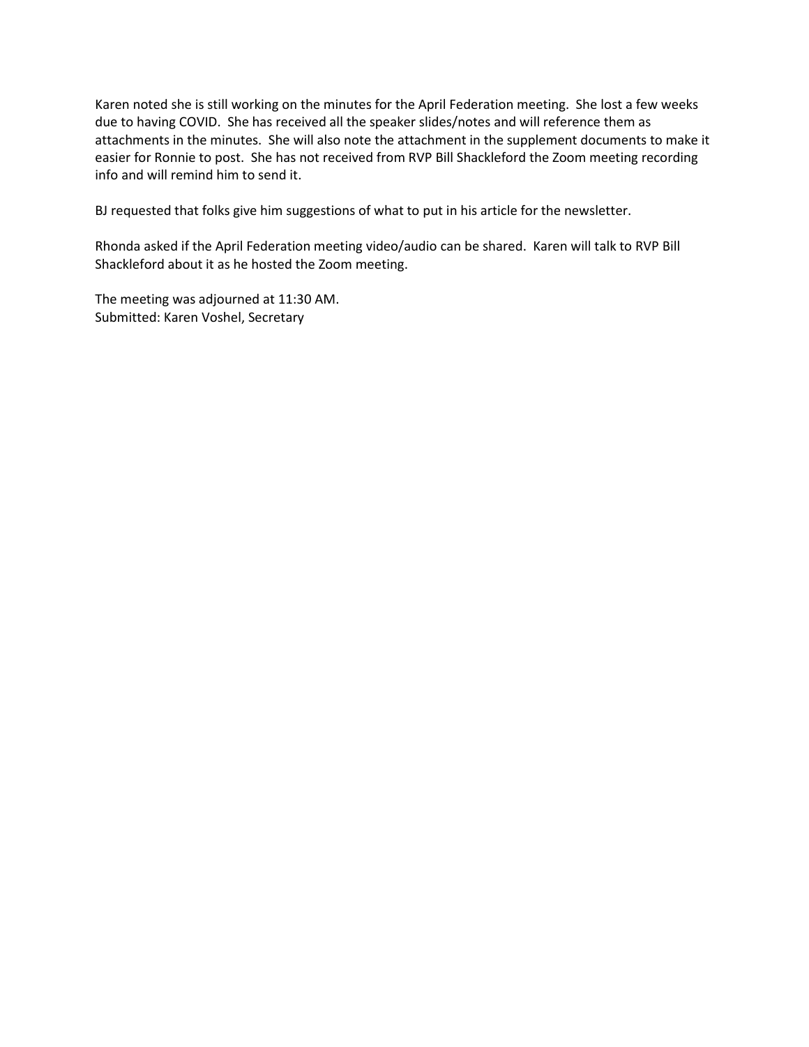Karen noted she is still working on the minutes for the April Federation meeting. She lost a few weeks due to having COVID. She has received all the speaker slides/notes and will reference them as attachments in the minutes. She will also note the attachment in the supplement documents to make it easier for Ronnie to post. She has not received from RVP Bill Shackleford the Zoom meeting recording info and will remind him to send it.

BJ requested that folks give him suggestions of what to put in his article for the newsletter.

Rhonda asked if the April Federation meeting video/audio can be shared. Karen will talk to RVP Bill Shackleford about it as he hosted the Zoom meeting.

The meeting was adjourned at 11:30 AM.
Submitted: Karen Voshel, Secretary